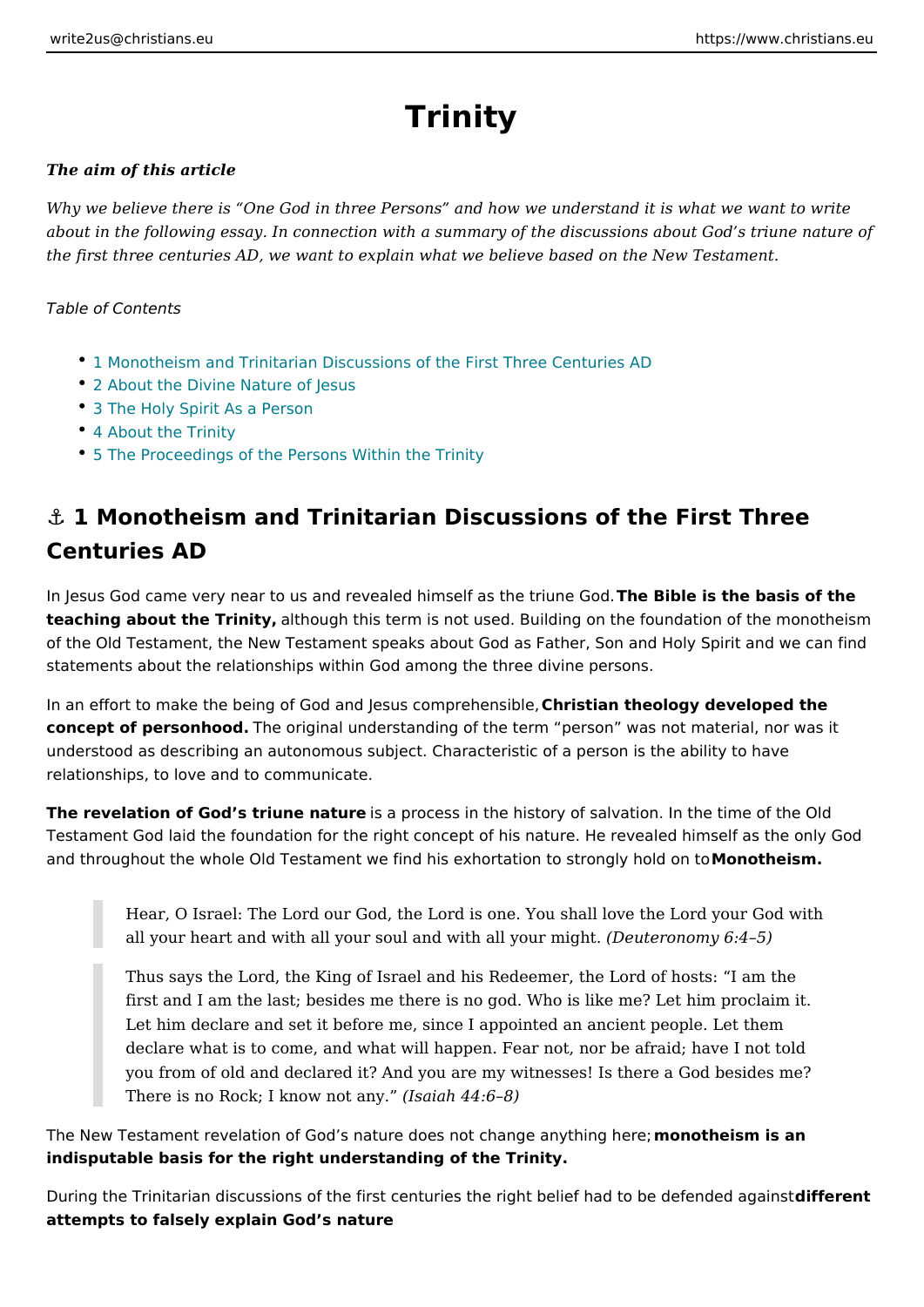# Trinity

***The aim of this article***

*Why we believe there is "One God in three Persons" and how we understand it is what we want to write about in the following essay. In connection with a summary of the discussions about God's triune nature of the first three centuries AD, we want to explain what we believe based on the New Testament.*

*Table of Contents*

- 1 Monotheism and Trinitarian Discussions of the First Three Centuries AD
- 2 About the Divine Nature of Jesus
- 3 The Holy Spirit As a Person
- 4 About the Trinity
- 5 The Proceedings of the Persons Within the Trinity

## ⚓ 1 Monotheism and Trinitarian Discussions of the First Three Centuries AD

In Jesus God came very near to us and revealed himself as the triune God. **The Bible is the basis of the teaching about the Trinity,** although this term is not used. Building on the foundation of the monotheism of the Old Testament, the New Testament speaks about God as Father, Son and Holy Spirit and we can find statements about the relationships within God among the three divine persons.

In an effort to make the being of God and Jesus comprehensible, **Christian theology developed the concept of personhood.** The original understanding of the term "person" was not material, nor was it understood as describing an autonomous subject. Characteristic of a person is the ability to have relationships, to love and to communicate.

**The revelation of God's triune nature** is a process in the history of salvation. In the time of the Old Testament God laid the foundation for the right concept of his nature. He revealed himself as the only God and throughout the whole Old Testament we find his exhortation to strongly hold on to **Monotheism.**

> Hear, O Israel: The Lord our God, the Lord is one. You shall love the Lord your God with all your heart and with all your soul and with all your might. *(Deuteronomy 6:4–5)*

> Thus says the Lord, the King of Israel and his Redeemer, the Lord of hosts: "I am the first and I am the last; besides me there is no god. Who is like me? Let him proclaim it. Let him declare and set it before me, since I appointed an ancient people. Let them declare what is to come, and what will happen. Fear not, nor be afraid; have I not told you from of old and declared it? And you are my witnesses! Is there a God besides me? There is no Rock; I know not any." *(Isaiah 44:6–8)*

The New Testament revelation of God's nature does not change anything here; **monotheism is an indisputable basis for the right understanding of the Trinity.**

During the Trinitarian discussions of the first centuries the right belief had to be defended against **different attempts to falsely explain God's nature**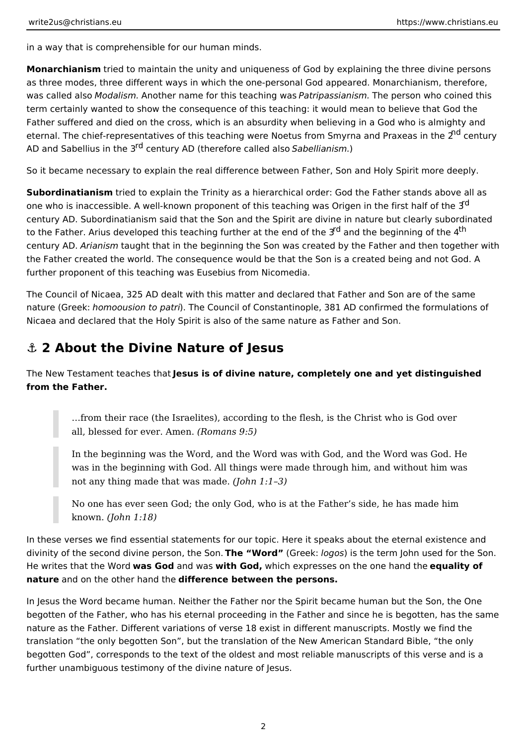in a way that is comprehensible for our human minds.

**Monarchianism** tried to maintain the unity and uniqueness of God by explaining the three divine persons as three modes, three different ways in which the one-personal God appeared. Monarchianism, therefore, was called also *Modalism.* Another name for this teaching was *Patripassianism.* The person who coined this term certainly wanted to show the consequence of this teaching: it would mean to believe that God the Father suffered and died on the cross, which is an absurdity when believing in a God who is almighty and eternal. The chief-representatives of this teaching were Noetus from Smyrna and Praxeas in the 2nd century AD and Sabellius in the 3rd century AD (therefore called also *Sabellianism.*)

So it became necessary to explain the real difference between Father, Son and Holy Spirit more deeply.

**Subordinatianism** tried to explain the Trinity as a hierarchical order: God the Father stands above all as one who is inaccessible. A well-known proponent of this teaching was Origen in the first half of the 3rd century AD. Subordinatianism said that the Son and the Spirit are divine in nature but clearly subordinated to the Father. Arius developed this teaching further at the end of the 3rd and the beginning of the 4th century AD. *Arianism* taught that in the beginning the Son was created by the Father and then together with the Father created the world. The consequence would be that the Son is a created being and not God. A further proponent of this teaching was Eusebius from Nicomedia.

The Council of Nicaea, 325 AD dealt with this matter and declared that Father and Son are of the same nature (Greek: *homoousion to patri*). The Council of Constantinople, 381 AD confirmed the formulations of Nicaea and declared that the Holy Spirit is also of the same nature as Father and Son.

## ⚓ 2 About the Divine Nature of Jesus

The New Testament teaches that **Jesus is of divine nature, completely one and yet distinguished from the Father.**

> …from their race (the Israelites), according to the flesh, is the Christ who is God over all, blessed for ever. Amen. *(Romans 9:5)*

> In the beginning was the Word, and the Word was with God, and the Word was God. He was in the beginning with God. All things were made through him, and without him was not any thing made that was made. *(John 1:1–3)*

> No one has ever seen God; the only God, who is at the Father's side, he has made him known. *(John 1:18)*

In these verses we find essential statements for our topic. Here it speaks about the eternal existence and divinity of the second divine person, the Son. **The "Word"** (Greek: *logos*) is the term John used for the Son. He writes that the Word **was God** and was **with God,** which expresses on the one hand the **equality of nature** and on the other hand the **difference between the persons.**

In Jesus the Word became human. Neither the Father nor the Spirit became human but the Son, the One begotten of the Father, who has his eternal proceeding in the Father and since he is begotten, has the same nature as the Father. Different variations of verse 18 exist in different manuscripts. Mostly we find the translation "the only begotten Son", but the translation of the New American Standard Bible, "the only begotten God", corresponds to the text of the oldest and most reliable manuscripts of this verse and is a further unambiguous testimony of the divine nature of Jesus.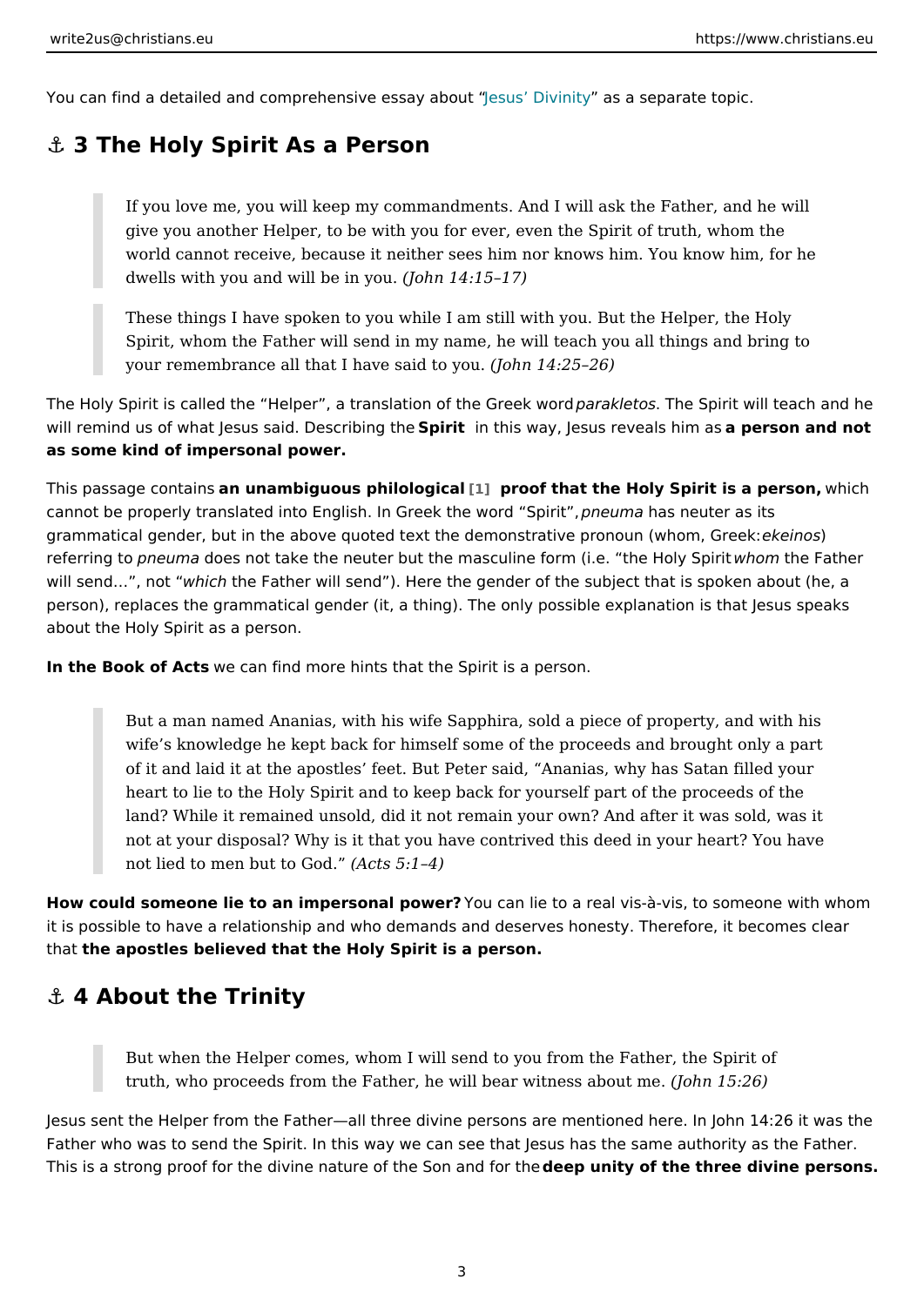You can find a detailed and comprehensive essay about "Jesus' Divinity" as a separate topic.

## ⚓ 3 The Holy Spirit As a Person

> If you love me, you will keep my commandments. And I will ask the Father, and he will give you another Helper, to be with you for ever, even the Spirit of truth, whom the world cannot receive, because it neither sees him nor knows him. You know him, for he dwells with you and will be in you. *(John 14:15–17)*

> These things I have spoken to you while I am still with you. But the Helper, the Holy Spirit, whom the Father will send in my name, he will teach you all things and bring to your remembrance all that I have said to you. *(John 14:25–26)*

The Holy Spirit is called the "Helper", a translation of the Greek word *parakletos*. The Spirit will teach and he will remind us of what Jesus said. Describing the **Spirit** in this way, Jesus reveals him as **a person and not as some kind of impersonal power.**

This passage contains **an unambiguous philological** [1] **proof that the Holy Spirit is a person,** which cannot be properly translated into English. In Greek the word "Spirit", *pneuma* has neuter as its grammatical gender, but in the above quoted text the demonstrative pronoun (whom, Greek: *ekeinos*) referring to *pneuma* does not take the neuter but the masculine form (i.e. "the Holy Spirit *whom* the Father will send…", not "*which* the Father will send"). Here the gender of the subject that is spoken about (he, a person), replaces the grammatical gender (it, a thing). The only possible explanation is that Jesus speaks about the Holy Spirit as a person.

**In the Book of Acts** we can find more hints that the Spirit is a person.

> But a man named Ananias, with his wife Sapphira, sold a piece of property, and with his wife's knowledge he kept back for himself some of the proceeds and brought only a part of it and laid it at the apostles' feet. But Peter said, "Ananias, why has Satan filled your heart to lie to the Holy Spirit and to keep back for yourself part of the proceeds of the land? While it remained unsold, did it not remain your own? And after it was sold, was it not at your disposal? Why is it that you have contrived this deed in your heart? You have not lied to men but to God." *(Acts 5:1–4)*

**How could someone lie to an impersonal power?** You can lie to a real vis-à-vis, to someone with whom it is possible to have a relationship and who demands and deserves honesty. Therefore, it becomes clear that **the apostles believed that the Holy Spirit is a person.**

## ⚓ 4 About the Trinity

> But when the Helper comes, whom I will send to you from the Father, the Spirit of truth, who proceeds from the Father, he will bear witness about me. *(John 15:26)*

Jesus sent the Helper from the Father—all three divine persons are mentioned here. In John 14:26 it was the Father who was to send the Spirit. In this way we can see that Jesus has the same authority as the Father. This is a strong proof for the divine nature of the Son and for the **deep unity of the three divine persons.**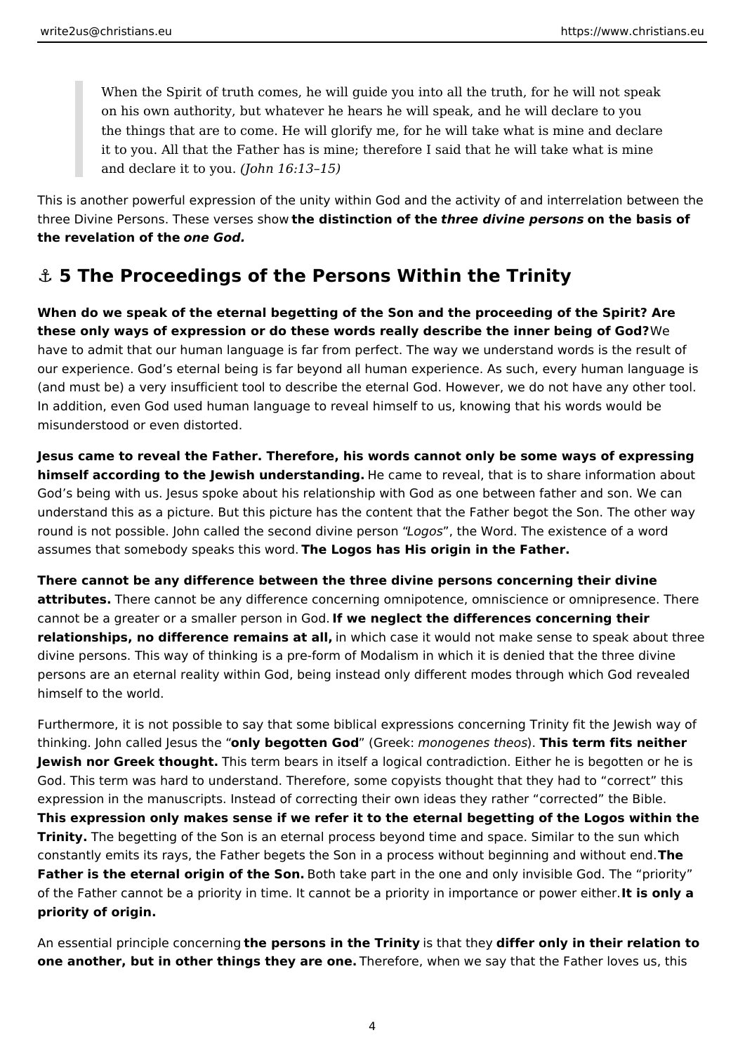> When the Spirit of truth comes, he will guide you into all the truth, for he will not speak on his own authority, but whatever he hears he will speak, and he will declare to you the things that are to come. He will glorify me, for he will take what is mine and declare it to you. All that the Father has is mine; therefore I said that he will take what is mine and declare it to you. *(John 16:13–15)*

This is another powerful expression of the unity within God and the activity of and interrelation between the three Divine Persons. These verses show **the distinction of the *three divine persons* on the basis of the revelation of the *one God.***

## ⚓ 5 The Proceedings of the Persons Within the Trinity

**When do we speak of the eternal begetting of the Son and the proceeding of the Spirit? Are these only ways of expression or do these words really describe the inner being of God?** We have to admit that our human language is far from perfect. The way we understand words is the result of our experience. God's eternal being is far beyond all human experience. As such, every human language is (and must be) a very insufficient tool to describe the eternal God. However, we do not have any other tool. In addition, even God used human language to reveal himself to us, knowing that his words would be misunderstood or even distorted.

**Jesus came to reveal the Father. Therefore, his words cannot only be some ways of expressing himself according to the Jewish understanding.** He came to reveal, that is to share information about God's being with us. Jesus spoke about his relationship with God as one between father and son. We can understand this as a picture. But this picture has the content that the Father begot the Son. The other way round is not possible. John called the second divine person "*Logos*", the Word. The existence of a word assumes that somebody speaks this word. **The Logos has His origin in the Father.**

**There cannot be any difference between the three divine persons concerning their divine attributes.** There cannot be any difference concerning omnipotence, omniscience or omnipresence. There cannot be a greater or a smaller person in God. **If we neglect the differences concerning their relationships, no difference remains at all,** in which case it would not make sense to speak about three divine persons. This way of thinking is a pre-form of Modalism in which it is denied that the three divine persons are an eternal reality within God, being instead only different modes through which God revealed himself to the world.

Furthermore, it is not possible to say that some biblical expressions concerning Trinity fit the Jewish way of thinking. John called Jesus the "**only begotten God**" (Greek: *monogenes theos*). **This term fits neither Jewish nor Greek thought.** This term bears in itself a logical contradiction. Either he is begotten or he is God. This term was hard to understand. Therefore, some copyists thought that they had to "correct" this expression in the manuscripts. Instead of correcting their own ideas they rather "corrected" the Bible. **This expression only makes sense if we refer it to the eternal begetting of the Logos within the Trinity.** The begetting of the Son is an eternal process beyond time and space. Similar to the sun which constantly emits its rays, the Father begets the Son in a process without beginning and without end. **The Father is the eternal origin of the Son.** Both take part in the one and only invisible God. The "priority" of the Father cannot be a priority in time. It cannot be a priority in importance or power either. **It is only a priority of origin.**

An essential principle concerning **the persons in the Trinity** is that they **differ only in their relation to one another, but in other things they are one.** Therefore, when we say that the Father loves us, this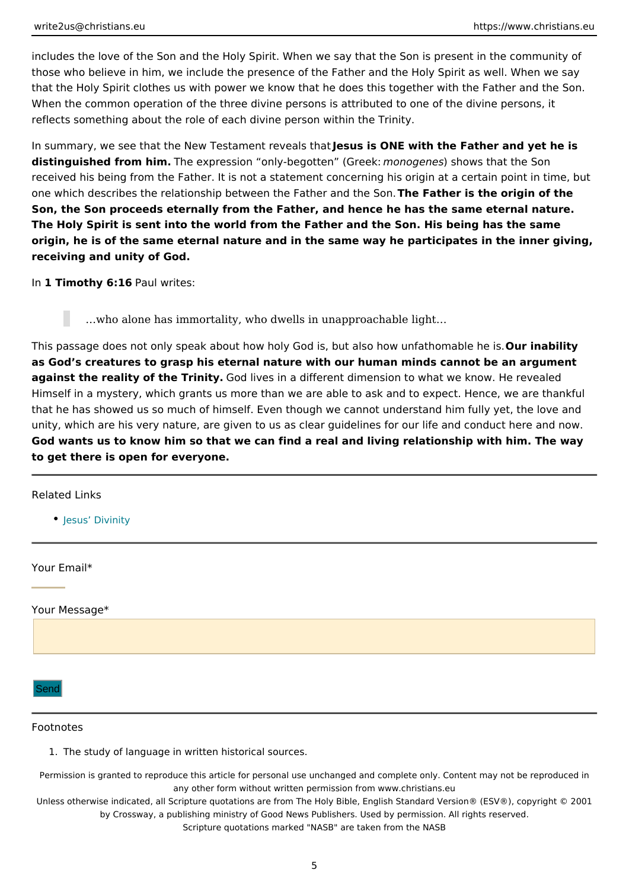includes the love of the Son and the Holy Spirit. When we say that the Son is present in the community of those who believe in him, we include the presence of the Father and the Holy Spirit as well. When we say that the Holy Spirit clothes us with power we know that he does this together with the Father and the Son. When the common operation of the three divine persons is attributed to one of the divine persons, it reflects something about the role of each divine person within the Trinity.

In summary, we see that the New Testament reveals that **Jesus is ONE with the Father and yet he is distinguished from him.** The expression "only-begotten" (Greek: *monogenes*) shows that the Son received his being from the Father. It is not a statement concerning his origin at a certain point in time, but one which describes the relationship between the Father and the Son. **The Father is the origin of the Son, the Son proceeds eternally from the Father, and hence he has the same eternal nature. The Holy Spirit is sent into the world from the Father and the Son. His being has the same origin, he is of the same eternal nature and in the same way he participates in the inner giving, receiving and unity of God.**

In **1 Timothy 6:16** Paul writes:

> …who alone has immortality, who dwells in unapproachable light…

This passage does not only speak about how holy God is, but also how unfathomable he is. **Our inability as God's creatures to grasp his eternal nature with our human minds cannot be an argument against the reality of the Trinity.** God lives in a different dimension to what we know. He revealed Himself in a mystery, which grants us more than we are able to ask and to expect. Hence, we are thankful that he has showed us so much of himself. Even though we cannot understand him fully yet, the love and unity, which are his very nature, are given to us as clear guidelines for our life and conduct here and now. **God wants us to know him so that we can find a real and living relationship with him. The way to get there is open for everyone.**

---

Related Links

- Jesus' Divinity

---

Your Email*

Your Message*

Send

---

Footnotes

1. The study of language in written historical sources.

Permission is granted to reproduce this article for personal use unchanged and complete only. Content may not be reproduced in any other form without written permission from www.christians.eu

Unless otherwise indicated, all Scripture quotations are from The Holy Bible, English Standard Version® (ESV®), copyright © 2001 by Crossway, a publishing ministry of Good News Publishers. Used by permission. All rights reserved.

Scripture quotations marked "NASB" are taken from the NASB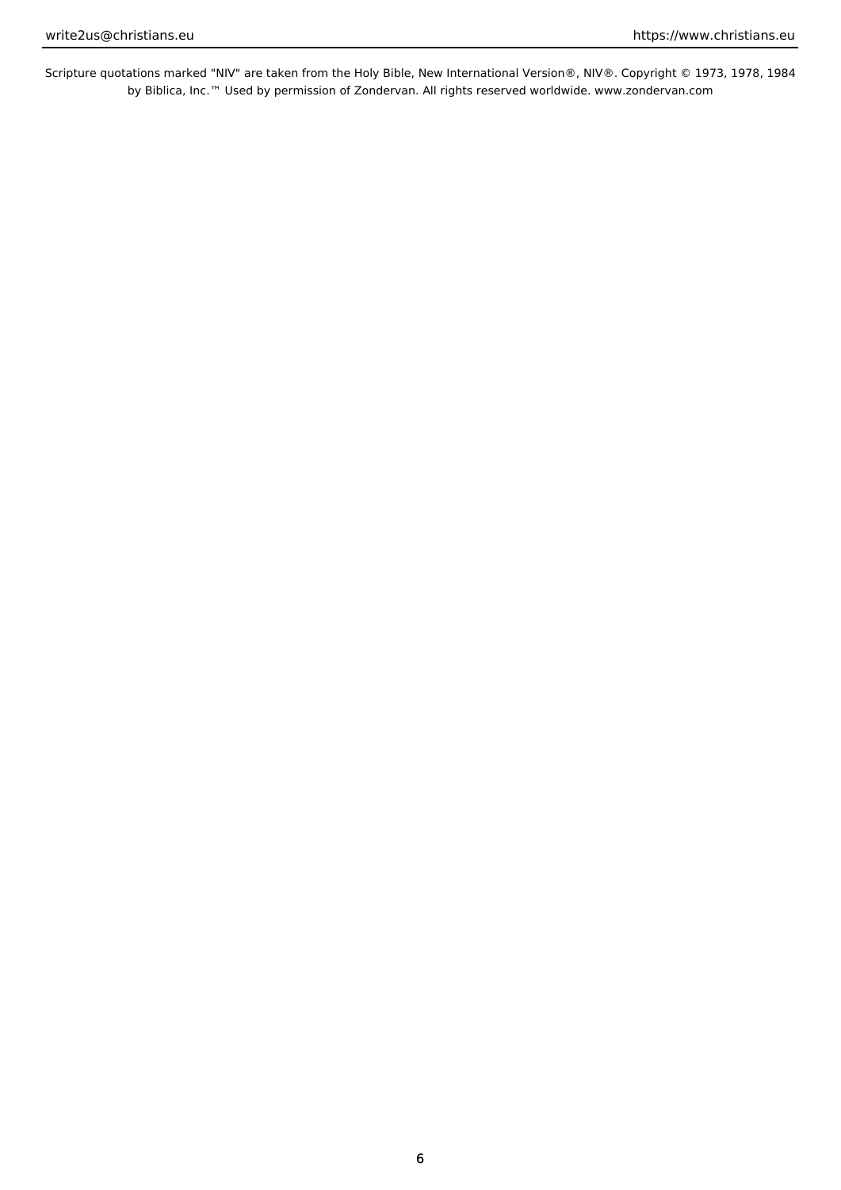Scripture quotations marked "NIV" are taken from the Holy Bible, New International Version®, NIV®. Copyright © 1973, 1978, 1984 by Biblica, Inc.™ Used by permission of Zondervan. All rights reserved worldwide. www.zondervan.com